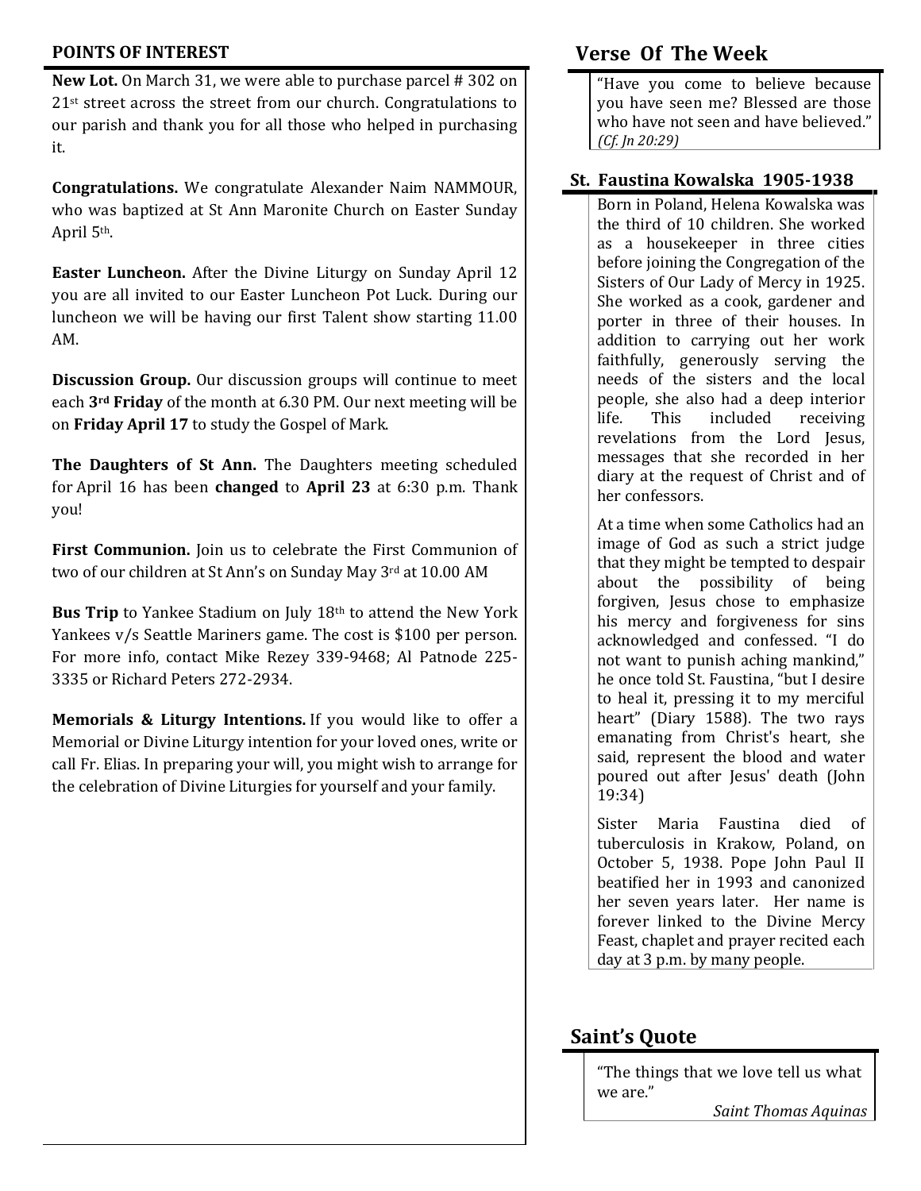## POINTS OF INTEREST

**New Lot.** On March 31, we were able to purchase parcel # 302 on 21st street across the street from our church. Congratulations to our parish and thank you for all those who helped in purchasing it.

**Congratulations.** We congratulate Alexander Naim NAMMOUR, who was baptized at St Ann Maronite Church on Easter Sunday April 5th.

**Easter Luncheon.** After the Divine Liturgy on Sunday April 12 you are all invited to our Easter Luncheon Pot Luck. During our luncheon we will be having our first Talent show starting 11.00 AM.

**Discussion Group.** Our discussion groups will continue to meet each **3rd Friday** of the month at 6.30 PM. Our next meeting will be on **Friday April 17** to study the Gospel of Mark.

**The Daughters of St Ann.** The Daughters meeting scheduled for April 16 has been **changed** to **April 23** at 6:30 p.m. Thank you!

**First Communion.** Join us to celebrate the First Communion of two of our children at St Ann's on Sunday May 3rd at 10.00 AM

**Bus Trip** to Yankee Stadium on July 18th to attend the New York Yankees v/s Seattle Mariners game. The cost is $100 per person. For more info, contact Mike Rezey 339-9468; Al Patnode 225-3335 or Richard Peters 272-2934.

**Memorials & Liturgy Intentions.** If you would like to offer a Memorial or Divine Liturgy intention for your loved ones, write or call Fr. Elias. In preparing your will, you might wish to arrange for the celebration of Divine Liturgies for yourself and your family.

## Verse Of The Week

"Have you come to believe because you have seen me? Blessed are those who have not seen and have believed." *(Cf. Jn 20:29)*

## St. Faustina Kowalska 1905-1938

Born in Poland, Helena Kowalska was the third of 10 children. She worked as a housekeeper in three cities before joining the Congregation of the Sisters of Our Lady of Mercy in 1925. She worked as a cook, gardener and porter in three of their houses. In addition to carrying out her work faithfully, generously serving the needs of the sisters and the local people, she also had a deep interior life. This included receiving revelations from the Lord Jesus, messages that she recorded in her diary at the request of Christ and of her confessors.

At a time when some Catholics had an image of God as such a strict judge that they might be tempted to despair about the possibility of being forgiven, Jesus chose to emphasize his mercy and forgiveness for sins acknowledged and confessed. "I do not want to punish aching mankind," he once told St. Faustina, "but I desire to heal it, pressing it to my merciful heart" (Diary 1588). The two rays emanating from Christ's heart, she said, represent the blood and water poured out after Jesus' death (John 19:34)

Sister Maria Faustina died of tuberculosis in Krakow, Poland, on October 5, 1938. Pope John Paul II beatified her in 1993 and canonized her seven years later. Her name is forever linked to the Divine Mercy Feast, chaplet and prayer recited each day at 3 p.m. by many people.

## Saint's Quote

"The things that we love tell us what we are."

*Saint Thomas Aquinas*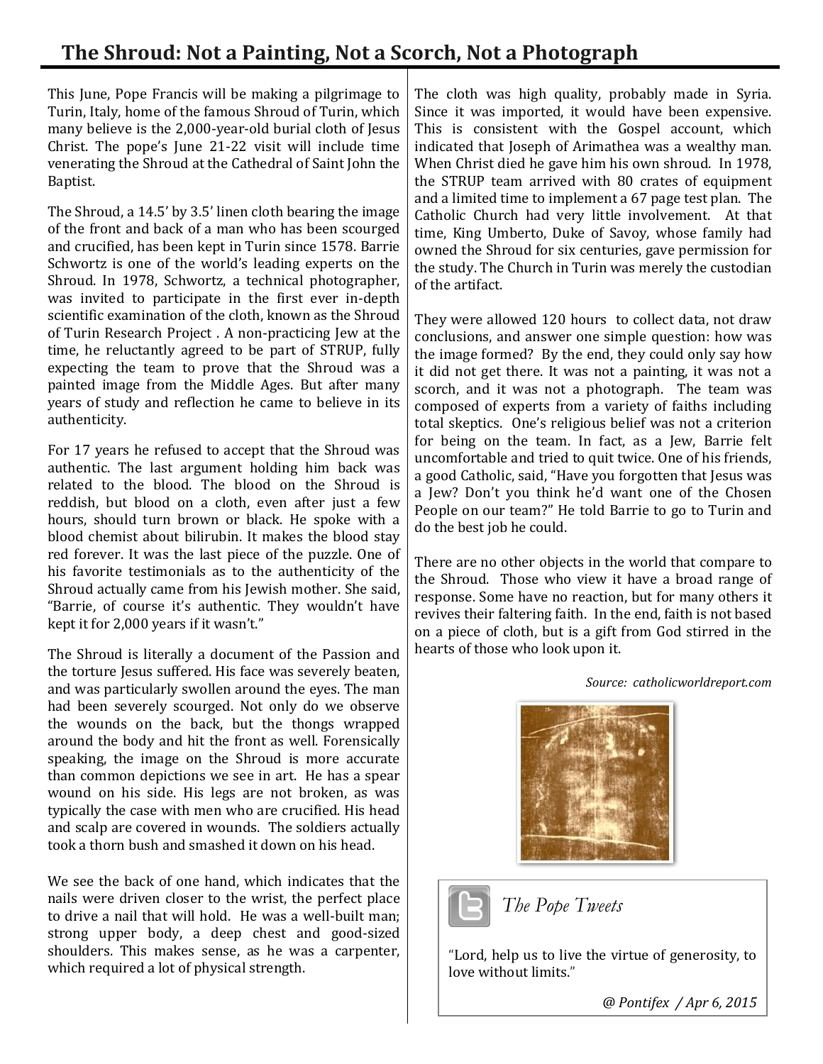# The Shroud: Not a Painting, Not a Scorch, Not a Photograph

This June, Pope Francis will be making a pilgrimage to Turin, Italy, home of the famous Shroud of Turin, which many believe is the 2,000-year-old burial cloth of Jesus Christ. The pope's June 21-22 visit will include time venerating the Shroud at the Cathedral of Saint John the Baptist.

The Shroud, a 14.5' by 3.5' linen cloth bearing the image of the front and back of a man who has been scourged and crucified, has been kept in Turin since 1578. Barrie Schwortz is one of the world's leading experts on the Shroud. In 1978, Schwortz, a technical photographer, was invited to participate in the first ever in-depth scientific examination of the cloth, known as the Shroud of Turin Research Project . A non-practicing Jew at the time, he reluctantly agreed to be part of STRUP, fully expecting the team to prove that the Shroud was a painted image from the Middle Ages. But after many years of study and reflection he came to believe in its authenticity.

For 17 years he refused to accept that the Shroud was authentic. The last argument holding him back was related to the blood. The blood on the Shroud is reddish, but blood on a cloth, even after just a few hours, should turn brown or black. He spoke with a blood chemist about bilirubin. It makes the blood stay red forever. It was the last piece of the puzzle. One of his favorite testimonials as to the authenticity of the Shroud actually came from his Jewish mother. She said, "Barrie, of course it's authentic. They wouldn't have kept it for 2,000 years if it wasn't."

The Shroud is literally a document of the Passion and the torture Jesus suffered. His face was severely beaten, and was particularly swollen around the eyes. The man had been severely scourged. Not only do we observe the wounds on the back, but the thongs wrapped around the body and hit the front as well. Forensically speaking, the image on the Shroud is more accurate than common depictions we see in art. He has a spear wound on his side. His legs are not broken, as was typically the case with men who are crucified. His head and scalp are covered in wounds. The soldiers actually took a thorn bush and smashed it down on his head.

We see the back of one hand, which indicates that the nails were driven closer to the wrist, the perfect place to drive a nail that will hold. He was a well-built man; strong upper body, a deep chest and good-sized shoulders. This makes sense, as he was a carpenter, which required a lot of physical strength.

The cloth was high quality, probably made in Syria. Since it was imported, it would have been expensive. This is consistent with the Gospel account, which indicated that Joseph of Arimathea was a wealthy man. When Christ died he gave him his own shroud. In 1978, the STRUP team arrived with 80 crates of equipment and a limited time to implement a 67 page test plan. The Catholic Church had very little involvement. At that time, King Umberto, Duke of Savoy, whose family had owned the Shroud for six centuries, gave permission for the study. The Church in Turin was merely the custodian of the artifact.

They were allowed 120 hours to collect data, not draw conclusions, and answer one simple question: how was the image formed? By the end, they could only say how it did not get there. It was not a painting, it was not a scorch, and it was not a photograph. The team was composed of experts from a variety of faiths including total skeptics. One's religious belief was not a criterion for being on the team. In fact, as a Jew, Barrie felt uncomfortable and tried to quit twice. One of his friends, a good Catholic, said, "Have you forgotten that Jesus was a Jew? Don't you think he'd want one of the Chosen People on our team?" He told Barrie to go to Turin and do the best job he could.

There are no other objects in the world that compare to the Shroud. Those who view it have a broad range of response. Some have no reaction, but for many others it revives their faltering faith. In the end, faith is not based on a piece of cloth, but is a gift from God stirred in the hearts of those who look upon it.

*Source: catholicworldreport.com*

*The Pope Tweets*

"Lord, help us to live the virtue of generosity, to love without limits."

*@ Pontifex / Apr 6, 2015*